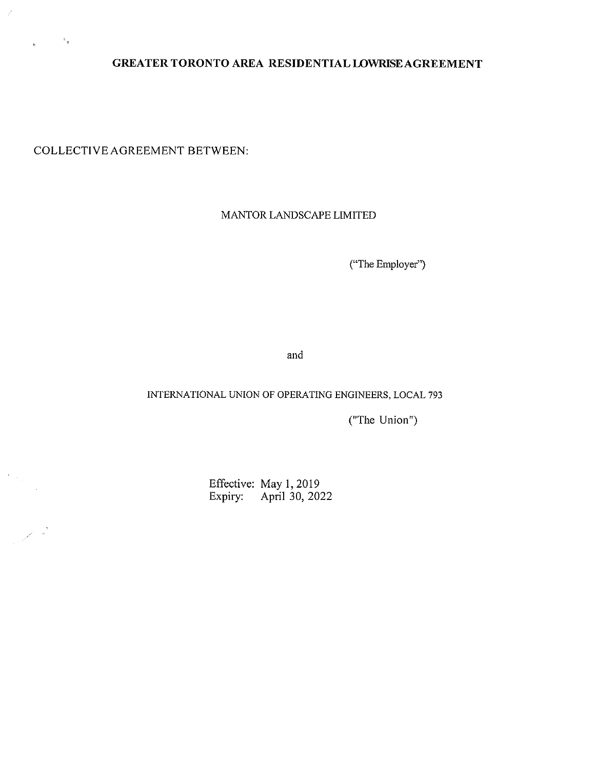# GREATER TORONTO AREA RESIDENTIAL LOWRISE AGREEMENT

COLLECTIVE AGREEMENT BETWEEN:

MANTOR LANDSCAPE LIMITED

("The Employer")

and

INTERNATIONAL UNION OF OPERATING ENGINEERS, LOCAL 793

("The Union")

Effective: May 1, 2019
Expiry: April 30, 2022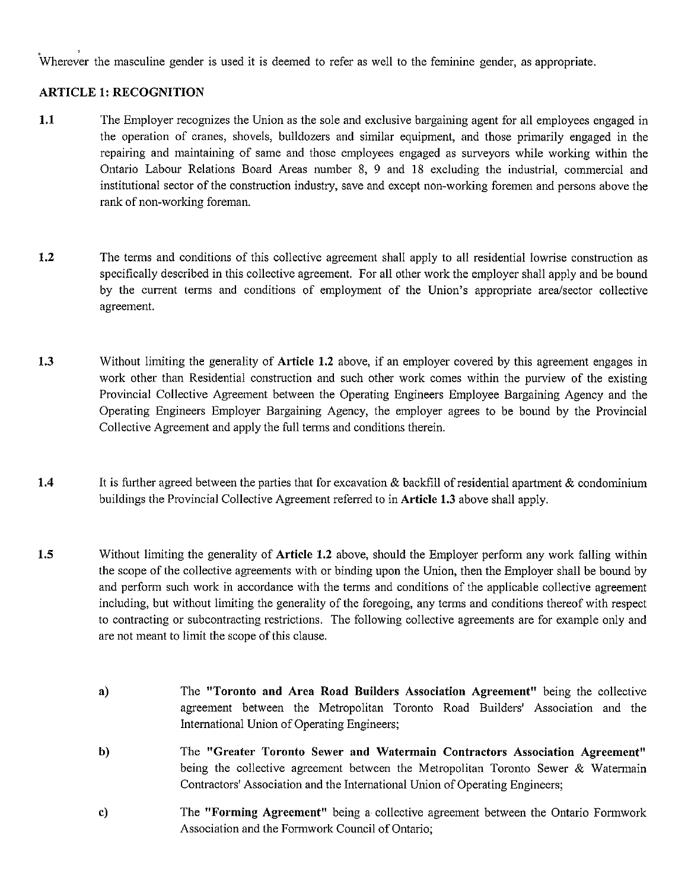Wherever the masculine gender is used it is deemed to refer as well to the feminine gender, as appropriate.

## ARTICLE 1: RECOGNITION

**1.1** The Employer recognizes the Union as the sole and exclusive bargaining agent for all employees engaged in the operation of cranes, shovels, bulldozers and similar equipment, and those primarily engaged in the repairing and maintaining of same and those employees engaged as surveyors while working within the Ontario Labour Relations Board Areas number 8, 9 and 18 excluding the industrial, commercial and institutional sector of the construction industry, save and except non-working foremen and persons above the rank of non-working foreman.

**1.2** The terms and conditions of this collective agreement shall apply to all residential lowrise construction as specifically described in this collective agreement. For all other work the employer shall apply and be bound by the current terms and conditions of employment of the Union's appropriate area/sector collective agreement.

**1.3** Without limiting the generality of **Article 1.2** above, if an employer covered by this agreement engages in work other than Residential construction and such other work comes within the purview of the existing Provincial Collective Agreement between the Operating Engineers Employee Bargaining Agency and the Operating Engineers Employer Bargaining Agency, the employer agrees to be bound by the Provincial Collective Agreement and apply the full terms and conditions therein.

**1.4** It is further agreed between the parties that for excavation & backfill of residential apartment & condominium buildings the Provincial Collective Agreement referred to in **Article 1.3** above shall apply.

**1.5** Without limiting the generality of **Article 1.2** above, should the Employer perform any work falling within the scope of the collective agreements with or binding upon the Union, then the Employer shall be bound by and perform such work in accordance with the terms and conditions of the applicable collective agreement including, but without limiting the generality of the foregoing, any terms and conditions thereof with respect to contracting or subcontracting restrictions. The following collective agreements are for example only and are not meant to limit the scope of this clause.

- **a)** The **"Toronto and Area Road Builders Association Agreement"** being the collective agreement between the Metropolitan Toronto Road Builders' Association and the International Union of Operating Engineers;

- **b)** The **"Greater Toronto Sewer and Watermain Contractors Association Agreement"** being the collective agreement between the Metropolitan Toronto Sewer & Watermain Contractors' Association and the International Union of Operating Engineers;

- **c)** The **"Forming Agreement"** being a collective agreement between the Ontario Formwork Association and the Formwork Council of Ontario;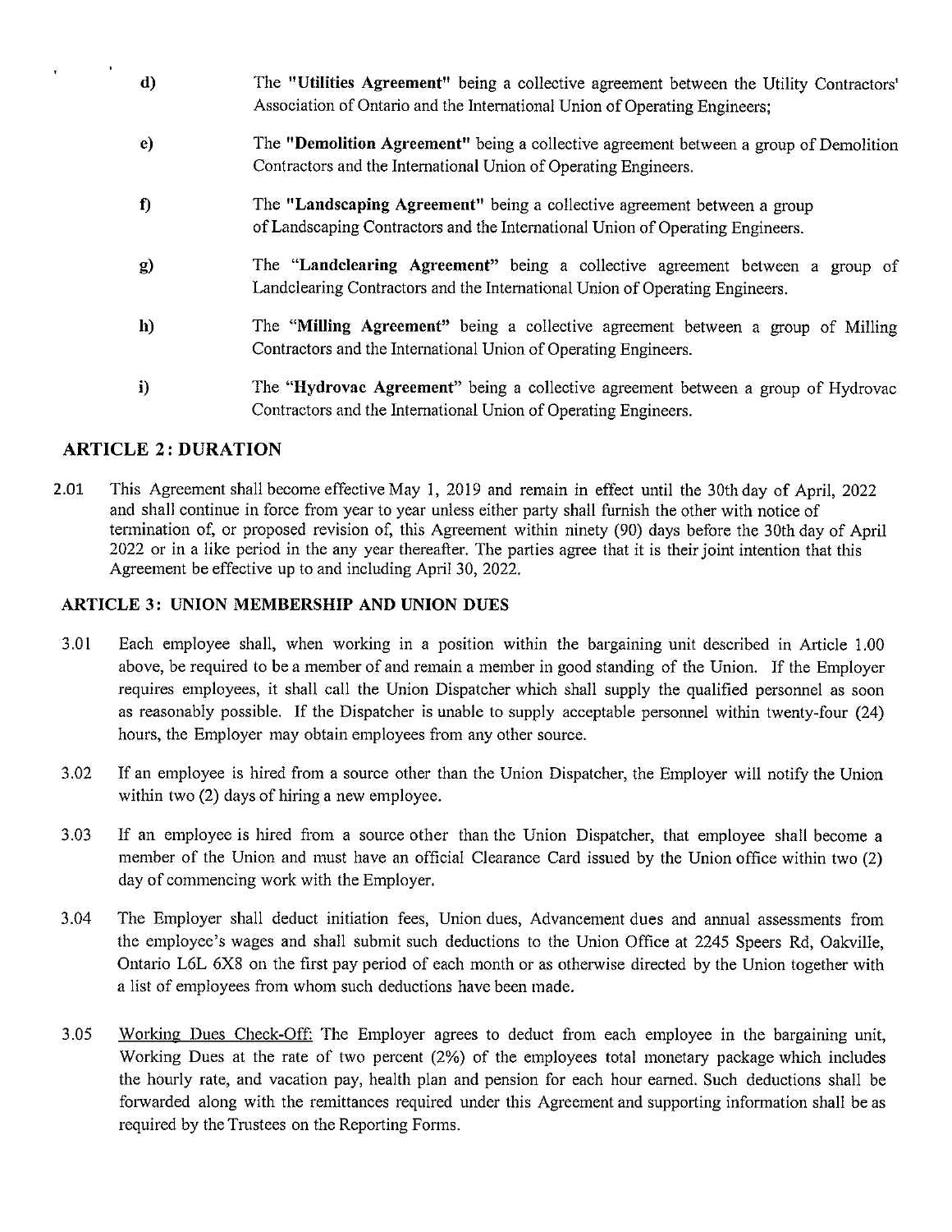d) The **"Utilities Agreement"** being a collective agreement between the Utility Contractors' Association of Ontario and the International Union of Operating Engineers;

e) The **"Demolition Agreement"** being a collective agreement between a group of Demolition Contractors and the International Union of Operating Engineers.

f) The **"Landscaping Agreement"** being a collective agreement between a group of Landscaping Contractors and the International Union of Operating Engineers.

g) The **"Landclearing Agreement"** being a collective agreement between a group of Landclearing Contractors and the International Union of Operating Engineers.

h) The **"Milling Agreement"** being a collective agreement between a group of Milling Contractors and the International Union of Operating Engineers.

i) The **"Hydrovac Agreement"** being a collective agreement between a group of Hydrovac Contractors and the International Union of Operating Engineers.

## ARTICLE 2: DURATION

2.01 This Agreement shall become effective May 1, 2019 and remain in effect until the 30th day of April, 2022 and shall continue in force from year to year unless either party shall furnish the other with notice of termination of, or proposed revision of, this Agreement within ninety (90) days before the 30th day of April 2022 or in a like period in the any year thereafter. The parties agree that it is their joint intention that this Agreement be effective up to and including April 30, 2022.

## ARTICLE 3: UNION MEMBERSHIP AND UNION DUES

3.01 Each employee shall, when working in a position within the bargaining unit described in Article 1.00 above, be required to be a member of and remain a member in good standing of the Union. If the Employer requires employees, it shall call the Union Dispatcher which shall supply the qualified personnel as soon as reasonably possible. If the Dispatcher is unable to supply acceptable personnel within twenty-four (24) hours, the Employer may obtain employees from any other source.

3.02 If an employee is hired from a source other than the Union Dispatcher, the Employer will notify the Union within two (2) days of hiring a new employee.

3.03 If an employee is hired from a source other than the Union Dispatcher, that employee shall become a member of the Union and must have an official Clearance Card issued by the Union office within two (2) day of commencing work with the Employer.

3.04 The Employer shall deduct initiation fees, Union dues, Advancement dues and annual assessments from the employee's wages and shall submit such deductions to the Union Office at 2245 Speers Rd, Oakville, Ontario L6L 6X8 on the first pay period of each month or as otherwise directed by the Union together with a list of employees from whom such deductions have been made.

3.05 Working Dues Check-Off: The Employer agrees to deduct from each employee in the bargaining unit, Working Dues at the rate of two percent (2%) of the employees total monetary package which includes the hourly rate, and vacation pay, health plan and pension for each hour earned. Such deductions shall be forwarded along with the remittances required under this Agreement and supporting information shall be as required by the Trustees on the Reporting Forms.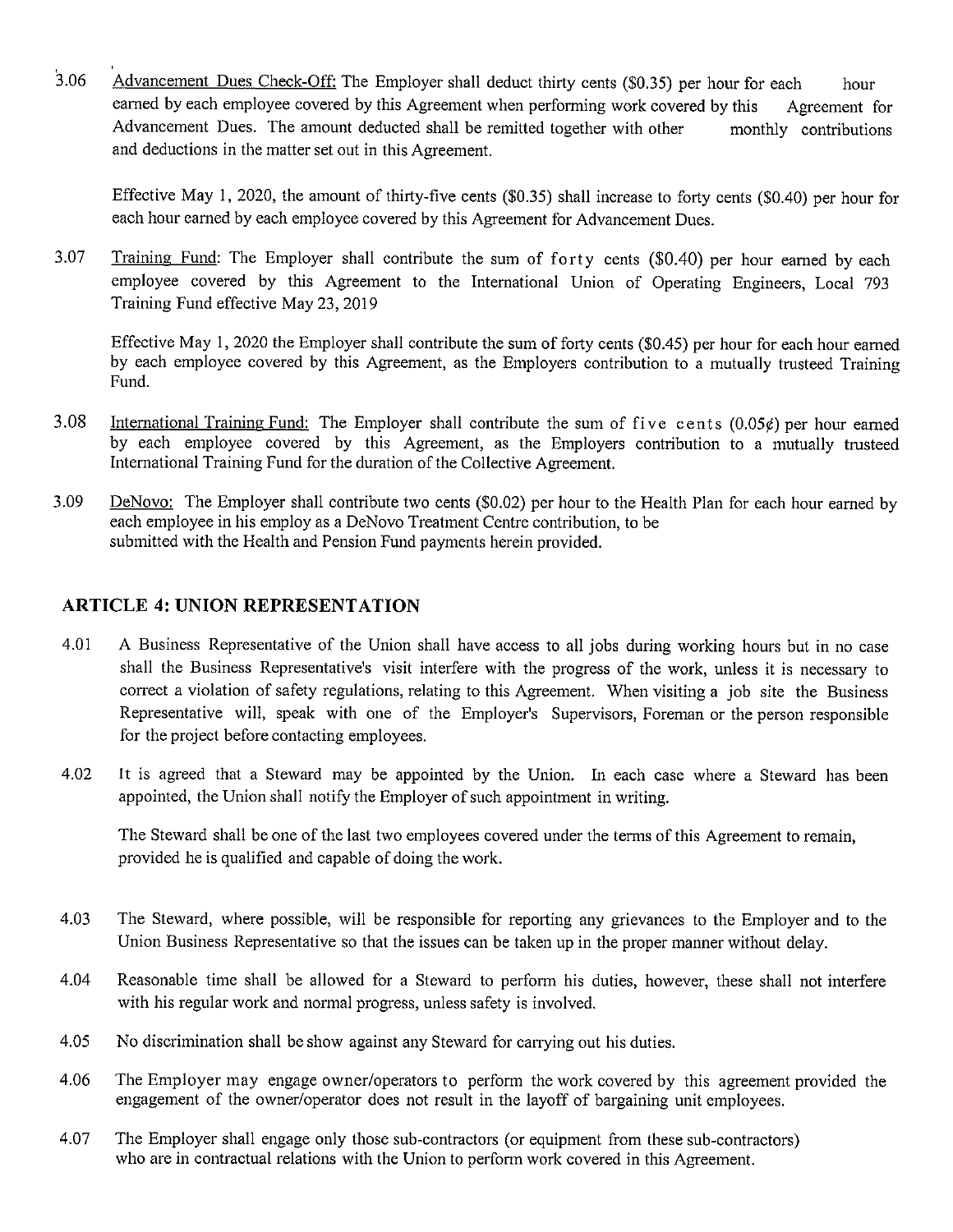3.06 Advancement Dues Check-Off: The Employer shall deduct thirty cents ($0.35) per hour for each hour earned by each employee covered by this Agreement when performing work covered by this Agreement for Advancement Dues. The amount deducted shall be remitted together with other monthly contributions and deductions in the matter set out in this Agreement.

Effective May 1, 2020, the amount of thirty-five cents ($0.35) shall increase to forty cents ($0.40) per hour for each hour earned by each employee covered by this Agreement for Advancement Dues.

3.07 Training Fund: The Employer shall contribute the sum of forty cents ($0.40) per hour earned by each employee covered by this Agreement to the International Union of Operating Engineers, Local 793 Training Fund effective May 23, 2019

Effective May 1, 2020 the Employer shall contribute the sum of forty cents ($0.45) per hour for each hour earned by each employee covered by this Agreement, as the Employers contribution to a mutually trusteed Training Fund.

3.08 International Training Fund: The Employer shall contribute the sum of five cents (0.05¢) per hour earned by each employee covered by this Agreement, as the Employers contribution to a mutually trusteed International Training Fund for the duration of the Collective Agreement.

3.09 DeNovo: The Employer shall contribute two cents ($0.02) per hour to the Health Plan for each hour earned by each employee in his employ as a DeNovo Treatment Centre contribution, to be submitted with the Health and Pension Fund payments herein provided.

## ARTICLE 4: UNION REPRESENTATION

4.01 A Business Representative of the Union shall have access to all jobs during working hours but in no case shall the Business Representative's visit interfere with the progress of the work, unless it is necessary to correct a violation of safety regulations, relating to this Agreement. When visiting a job site the Business Representative will, speak with one of the Employer's Supervisors, Foreman or the person responsible for the project before contacting employees.

4.02 It is agreed that a Steward may be appointed by the Union. In each case where a Steward has been appointed, the Union shall notify the Employer of such appointment in writing.

The Steward shall be one of the last two employees covered under the terms of this Agreement to remain, provided he is qualified and capable of doing the work.

4.03 The Steward, where possible, will be responsible for reporting any grievances to the Employer and to the Union Business Representative so that the issues can be taken up in the proper manner without delay.

4.04 Reasonable time shall be allowed for a Steward to perform his duties, however, these shall not interfere with his regular work and normal progress, unless safety is involved.

4.05 No discrimination shall be show against any Steward for carrying out his duties.

4.06 The Employer may engage owner/operators to perform the work covered by this agreement provided the engagement of the owner/operator does not result in the layoff of bargaining unit employees.

4.07 The Employer shall engage only those sub-contractors (or equipment from these sub-contractors) who are in contractual relations with the Union to perform work covered in this Agreement.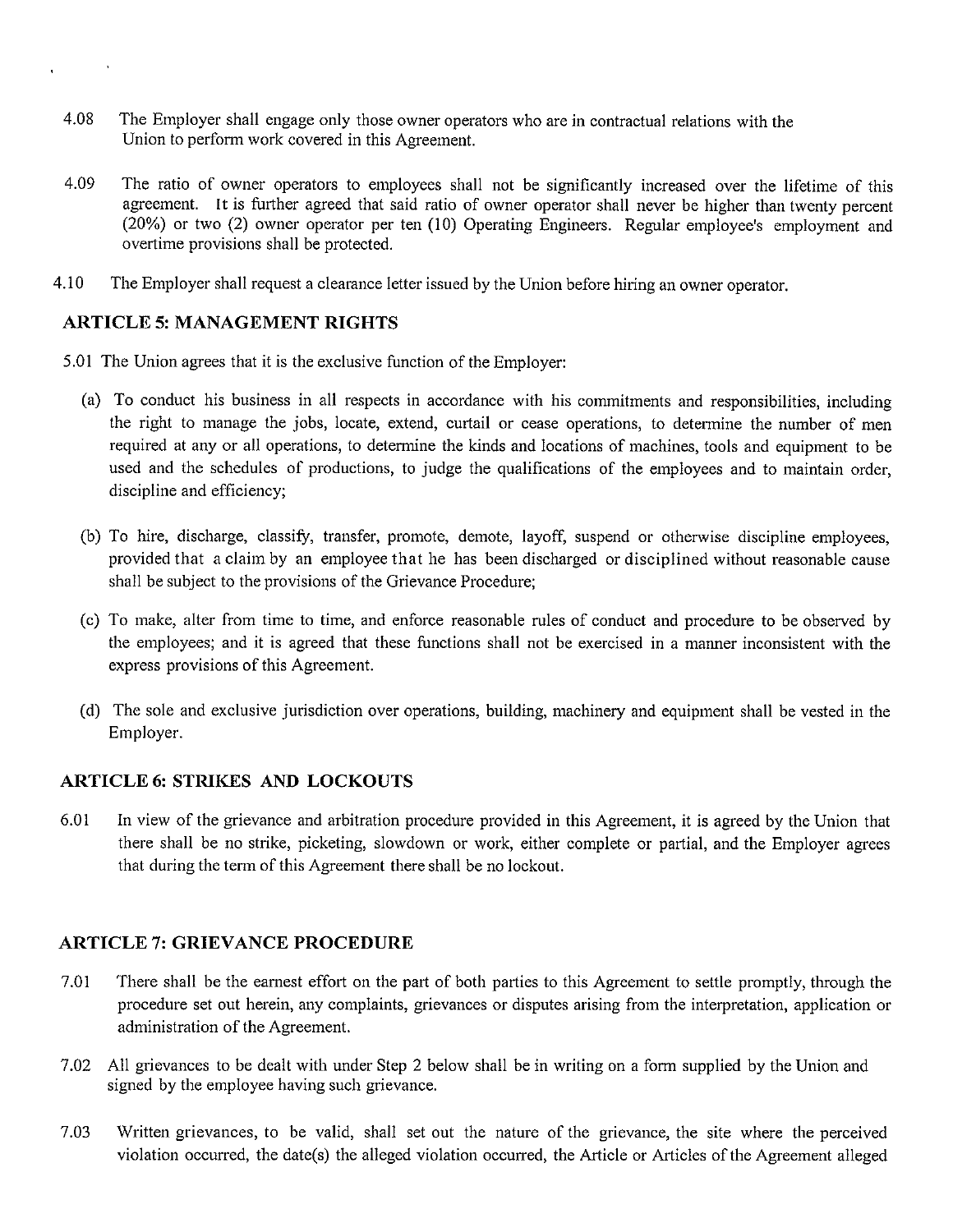4.08 The Employer shall engage only those owner operators who are in contractual relations with the Union to perform work covered in this Agreement.

4.09 The ratio of owner operators to employees shall not be significantly increased over the lifetime of this agreement. It is further agreed that said ratio of owner operator shall never be higher than twenty percent (20%) or two (2) owner operator per ten (10) Operating Engineers. Regular employee's employment and overtime provisions shall be protected.

4.10 The Employer shall request a clearance letter issued by the Union before hiring an owner operator.

## ARTICLE 5: MANAGEMENT RIGHTS

5.01 The Union agrees that it is the exclusive function of the Employer:

(a) To conduct his business in all respects in accordance with his commitments and responsibilities, including the right to manage the jobs, locate, extend, curtail or cease operations, to determine the number of men required at any or all operations, to determine the kinds and locations of machines, tools and equipment to be used and the schedules of productions, to judge the qualifications of the employees and to maintain order, discipline and efficiency;

(b) To hire, discharge, classify, transfer, promote, demote, layoff, suspend or otherwise discipline employees, provided that a claim by an employee that he has been discharged or disciplined without reasonable cause shall be subject to the provisions of the Grievance Procedure;

(c) To make, alter from time to time, and enforce reasonable rules of conduct and procedure to be observed by the employees; and it is agreed that these functions shall not be exercised in a manner inconsistent with the express provisions of this Agreement.

(d) The sole and exclusive jurisdiction over operations, building, machinery and equipment shall be vested in the Employer.

## ARTICLE 6: STRIKES AND LOCKOUTS

6.01 In view of the grievance and arbitration procedure provided in this Agreement, it is agreed by the Union that there shall be no strike, picketing, slowdown or work, either complete or partial, and the Employer agrees that during the term of this Agreement there shall be no lockout.

## ARTICLE 7: GRIEVANCE PROCEDURE

7.01 There shall be the earnest effort on the part of both parties to this Agreement to settle promptly, through the procedure set out herein, any complaints, grievances or disputes arising from the interpretation, application or administration of the Agreement.

7.02 All grievances to be dealt with under Step 2 below shall be in writing on a form supplied by the Union and signed by the employee having such grievance.

7.03 Written grievances, to be valid, shall set out the nature of the grievance, the site where the perceived violation occurred, the date(s) the alleged violation occurred, the Article or Articles of the Agreement alleged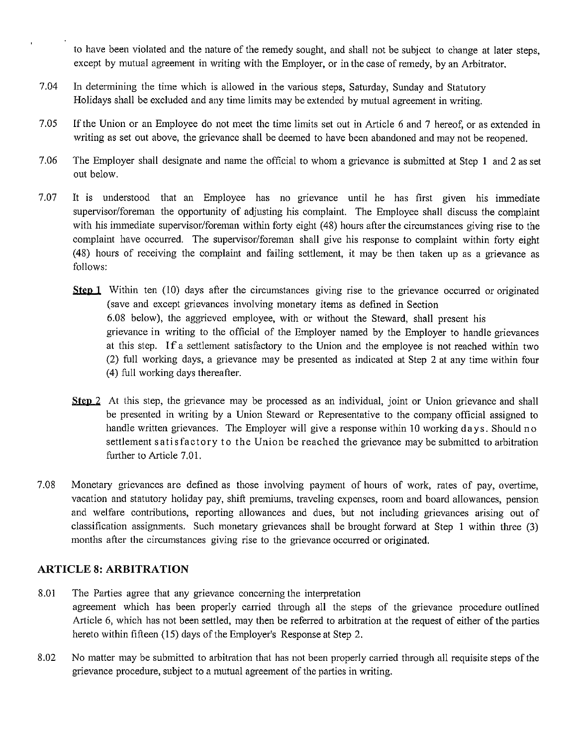to have been violated and the nature of the remedy sought, and shall not be subject to change at later steps, except by mutual agreement in writing with the Employer, or in the case of remedy, by an Arbitrator.

7.04 In determining the time which is allowed in the various steps, Saturday, Sunday and Statutory Holidays shall be excluded and any time limits may be extended by mutual agreement in writing.

7.05 If the Union or an Employee do not meet the time limits set out in Article 6 and 7 hereof, or as extended in writing as set out above, the grievance shall be deemed to have been abandoned and may not be reopened.

7.06 The Employer shall designate and name the official to whom a grievance is submitted at Step 1 and 2 as set out below.

7.07 It is understood that an Employee has no grievance until he has first given his immediate supervisor/foreman the opportunity of adjusting his complaint. The Employee shall discuss the complaint with his immediate supervisor/foreman within forty eight (48) hours after the circumstances giving rise to the complaint have occurred. The supervisor/foreman shall give his response to complaint within forty eight (48) hours of receiving the complaint and failing settlement, it may be then taken up as a grievance as follows:

**Step 1** Within ten (10) days after the circumstances giving rise to the grievance occurred or originated (save and except grievances involving monetary items as defined in Section 6.08 below), the aggrieved employee, with or without the Steward, shall present his grievance in writing to the official of the Employer named by the Employer to handle grievances at this step. If a settlement satisfactory to the Union and the employee is not reached within two (2) full working days, a grievance may be presented as indicated at Step 2 at any time within four (4) full working days thereafter.

**Step 2** At this step, the grievance may be processed as an individual, joint or Union grievance and shall be presented in writing by a Union Steward or Representative to the company official assigned to handle written grievances. The Employer will give a response within 10 working days. Should no settlement satisfactory to the Union be reached the grievance may be submitted to arbitration further to Article 7.01.

7.08 Monetary grievances are defined as those involving payment of hours of work, rates of pay, overtime, vacation and statutory holiday pay, shift premiums, traveling expenses, room and board allowances, pension and welfare contributions, reporting allowances and dues, but not including grievances arising out of classification assignments. Such monetary grievances shall be brought forward at Step 1 within three (3) months after the circumstances giving rise to the grievance occurred or originated.

## ARTICLE 8: ARBITRATION

8.01 The Parties agree that any grievance concerning the interpretation agreement which has been properly carried through all the steps of the grievance procedure outlined Article 6, which has not been settled, may then be referred to arbitration at the request of either of the parties hereto within fifteen (15) days of the Employer's Response at Step 2.

8.02 No matter may be submitted to arbitration that has not been properly carried through all requisite steps of the grievance procedure, subject to a mutual agreement of the parties in writing.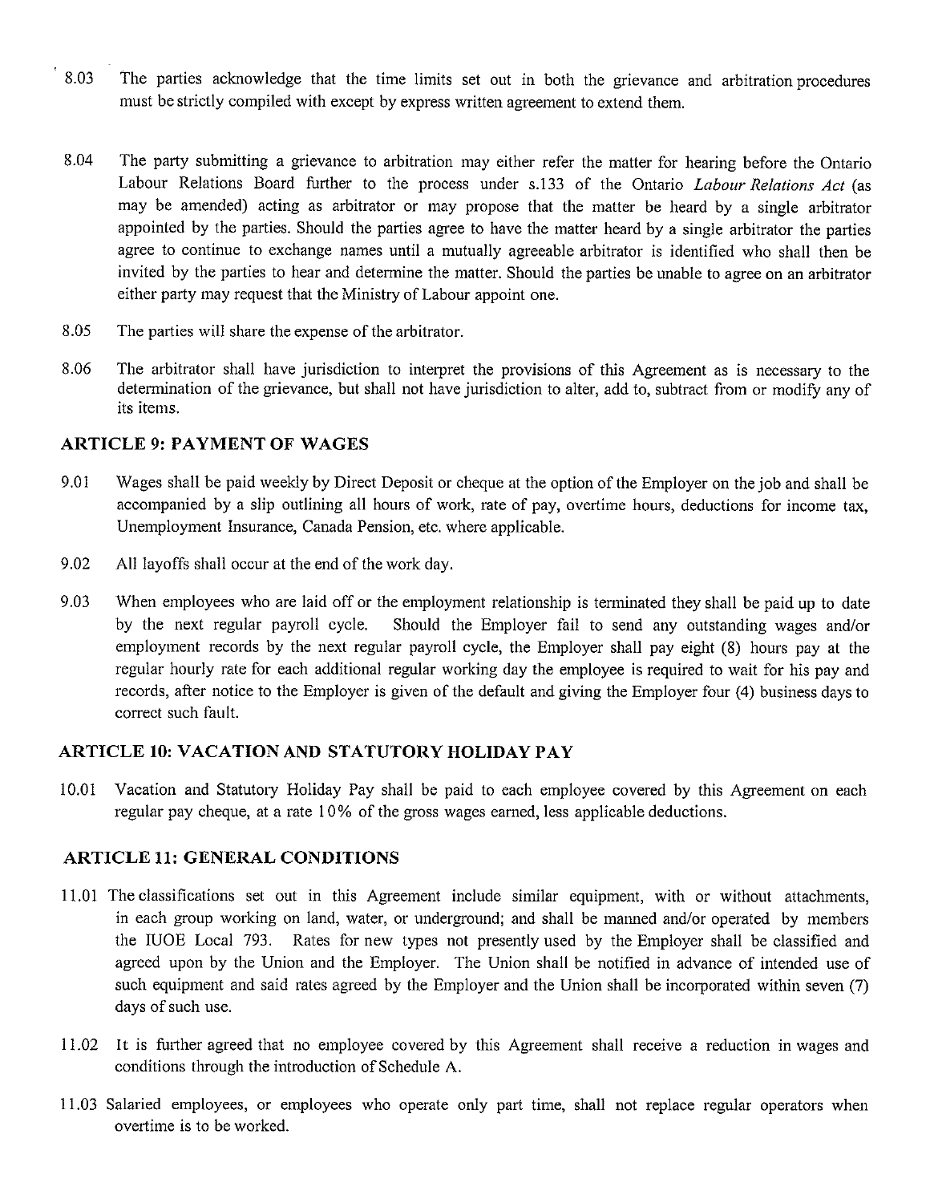8.03 The parties acknowledge that the time limits set out in both the grievance and arbitration procedures must be strictly compiled with except by express written agreement to extend them.

8.04 The party submitting a grievance to arbitration may either refer the matter for hearing before the Ontario Labour Relations Board further to the process under s.133 of the Ontario *Labour Relations Act* (as may be amended) acting as arbitrator or may propose that the matter be heard by a single arbitrator appointed by the parties. Should the parties agree to have the matter heard by a single arbitrator the parties agree to continue to exchange names until a mutually agreeable arbitrator is identified who shall then be invited by the parties to hear and determine the matter. Should the parties be unable to agree on an arbitrator either party may request that the Ministry of Labour appoint one.

8.05 The parties will share the expense of the arbitrator.

8.06 The arbitrator shall have jurisdiction to interpret the provisions of this Agreement as is necessary to the determination of the grievance, but shall not have jurisdiction to alter, add to, subtract from or modify any of its items.

## ARTICLE 9: PAYMENT OF WAGES

9.01 Wages shall be paid weekly by Direct Deposit or cheque at the option of the Employer on the job and shall be accompanied by a slip outlining all hours of work, rate of pay, overtime hours, deductions for income tax, Unemployment Insurance, Canada Pension, etc. where applicable.

9.02 All layoffs shall occur at the end of the work day.

9.03 When employees who are laid off or the employment relationship is terminated they shall be paid up to date by the next regular payroll cycle. Should the Employer fail to send any outstanding wages and/or employment records by the next regular payroll cycle, the Employer shall pay eight (8) hours pay at the regular hourly rate for each additional regular working day the employee is required to wait for his pay and records, after notice to the Employer is given of the default and giving the Employer four (4) business days to correct such fault.

## ARTICLE 10: VACATION AND STATUTORY HOLIDAY PAY

10.01 Vacation and Statutory Holiday Pay shall be paid to each employee covered by this Agreement on each regular pay cheque, at a rate 10% of the gross wages earned, less applicable deductions.

## ARTICLE 11: GENERAL CONDITIONS

11.01 The classifications set out in this Agreement include similar equipment, with or without attachments, in each group working on land, water, or underground; and shall be manned and/or operated by members the IUOE Local 793. Rates for new types not presently used by the Employer shall be classified and agreed upon by the Union and the Employer. The Union shall be notified in advance of intended use of such equipment and said rates agreed by the Employer and the Union shall be incorporated within seven (7) days of such use.

11.02 It is further agreed that no employee covered by this Agreement shall receive a reduction in wages and conditions through the introduction of Schedule A.

11.03 Salaried employees, or employees who operate only part time, shall not replace regular operators when overtime is to be worked.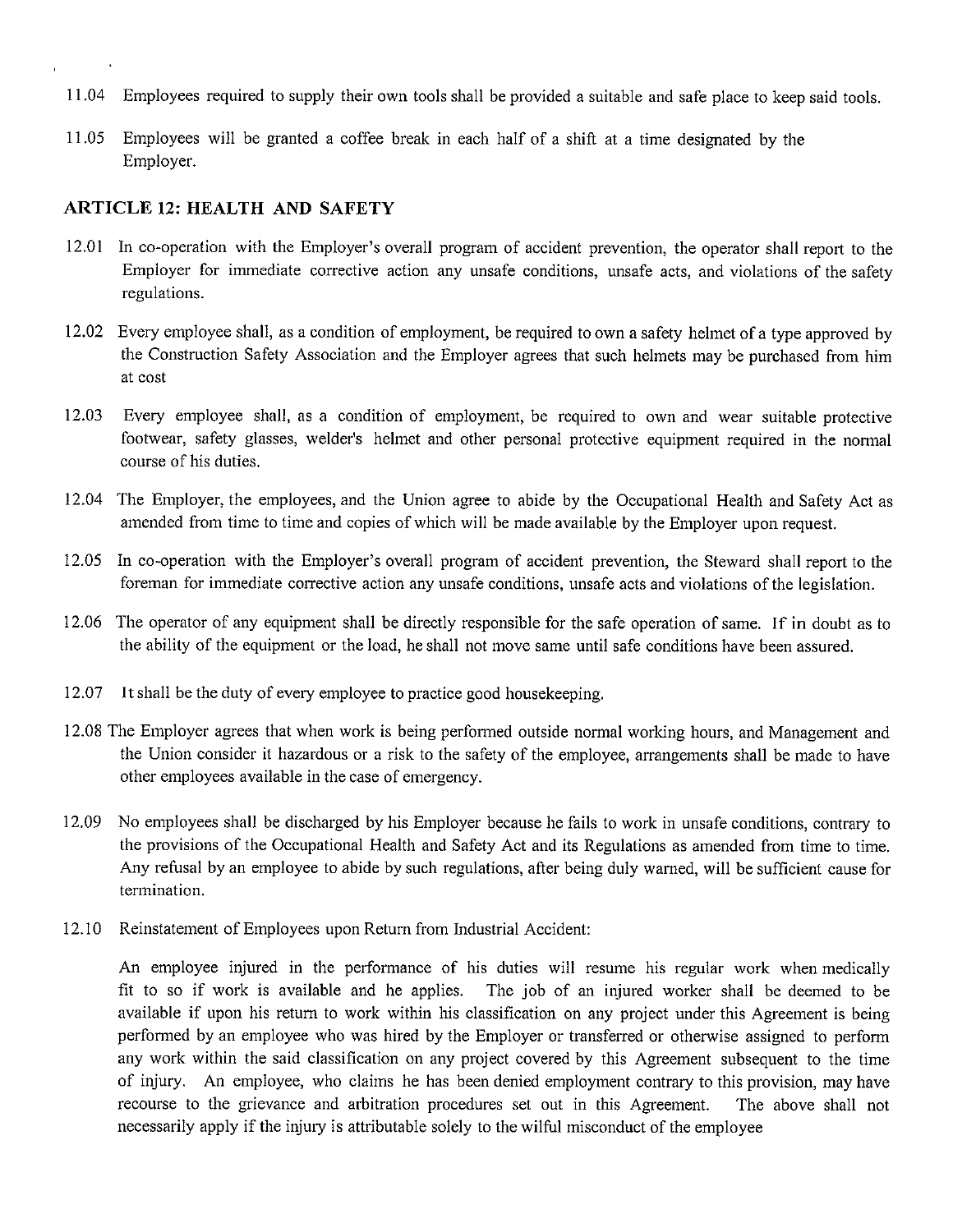11.04 Employees required to supply their own tools shall be provided a suitable and safe place to keep said tools.

11.05 Employees will be granted a coffee break in each half of a shift at a time designated by the Employer.

## ARTICLE 12: HEALTH AND SAFETY

12.01 In co-operation with the Employer's overall program of accident prevention, the operator shall report to the Employer for immediate corrective action any unsafe conditions, unsafe acts, and violations of the safety regulations.

12.02 Every employee shall, as a condition of employment, be required to own a safety helmet of a type approved by the Construction Safety Association and the Employer agrees that such helmets may be purchased from him at cost

12.03 Every employee shall, as a condition of employment, be required to own and wear suitable protective footwear, safety glasses, welder's helmet and other personal protective equipment required in the normal course of his duties.

12.04 The Employer, the employees, and the Union agree to abide by the Occupational Health and Safety Act as amended from time to time and copies of which will be made available by the Employer upon request.

12.05 In co-operation with the Employer's overall program of accident prevention, the Steward shall report to the foreman for immediate corrective action any unsafe conditions, unsafe acts and violations of the legislation.

12.06 The operator of any equipment shall be directly responsible for the safe operation of same. If in doubt as to the ability of the equipment or the load, he shall not move same until safe conditions have been assured.

12.07 It shall be the duty of every employee to practice good housekeeping.

12.08 The Employer agrees that when work is being performed outside normal working hours, and Management and the Union consider it hazardous or a risk to the safety of the employee, arrangements shall be made to have other employees available in the case of emergency.

12.09 No employees shall be discharged by his Employer because he fails to work in unsafe conditions, contrary to the provisions of the Occupational Health and Safety Act and its Regulations as amended from time to time. Any refusal by an employee to abide by such regulations, after being duly warned, will be sufficient cause for termination.

12.10 Reinstatement of Employees upon Return from Industrial Accident:

An employee injured in the performance of his duties will resume his regular work when medically fit to so if work is available and he applies. The job of an injured worker shall be deemed to be available if upon his return to work within his classification on any project under this Agreement is being performed by an employee who was hired by the Employer or transferred or otherwise assigned to perform any work within the said classification on any project covered by this Agreement subsequent to the time of injury. An employee, who claims he has been denied employment contrary to this provision, may have recourse to the grievance and arbitration procedures set out in this Agreement. The above shall not necessarily apply if the injury is attributable solely to the wilful misconduct of the employee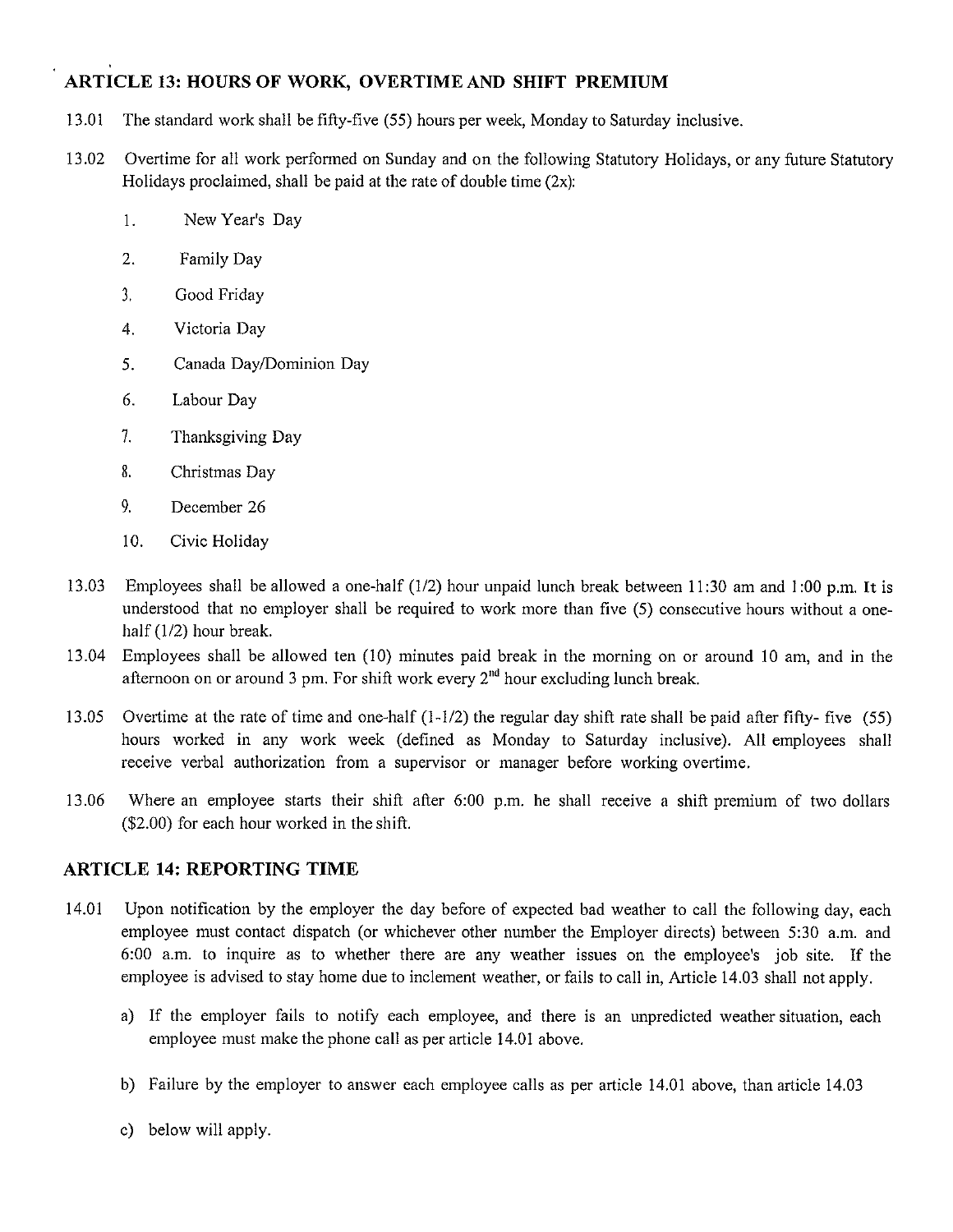## ARTICLE 13: HOURS OF WORK, OVERTIME AND SHIFT PREMIUM

13.01 The standard work shall be fifty-five (55) hours per week, Monday to Saturday inclusive.

13.02 Overtime for all work performed on Sunday and on the following Statutory Holidays, or any future Statutory Holidays proclaimed, shall be paid at the rate of double time (2x):

1. New Year's Day
2. Family Day
3. Good Friday
4. Victoria Day
5. Canada Day/Dominion Day
6. Labour Day
7. Thanksgiving Day
8. Christmas Day
9. December 26
10. Civic Holiday

13.03 Employees shall be allowed a one-half (1/2) hour unpaid lunch break between 11:30 am and 1:00 p.m. It is understood that no employer shall be required to work more than five (5) consecutive hours without a one-half (1/2) hour break.

13.04 Employees shall be allowed ten (10) minutes paid break in the morning on or around 10 am, and in the afternoon on or around 3 pm. For shift work every 2nd hour excluding lunch break.

13.05 Overtime at the rate of time and one-half (1-1/2) the regular day shift rate shall be paid after fifty- five (55) hours worked in any work week (defined as Monday to Saturday inclusive). All employees shall receive verbal authorization from a supervisor or manager before working overtime.

13.06 Where an employee starts their shift after 6:00 p.m. he shall receive a shift premium of two dollars ($2.00) for each hour worked in the shift.

## ARTICLE 14: REPORTING TIME

14.01 Upon notification by the employer the day before of expected bad weather to call the following day, each employee must contact dispatch (or whichever other number the Employer directs) between 5:30 a.m. and 6:00 a.m. to inquire as to whether there are any weather issues on the employee's job site. If the employee is advised to stay home due to inclement weather, or fails to call in, Article 14.03 shall not apply.

a) If the employer fails to notify each employee, and there is an unpredicted weather situation, each employee must make the phone call as per article 14.01 above.

b) Failure by the employer to answer each employee calls as per article 14.01 above, than article 14.03

c) below will apply.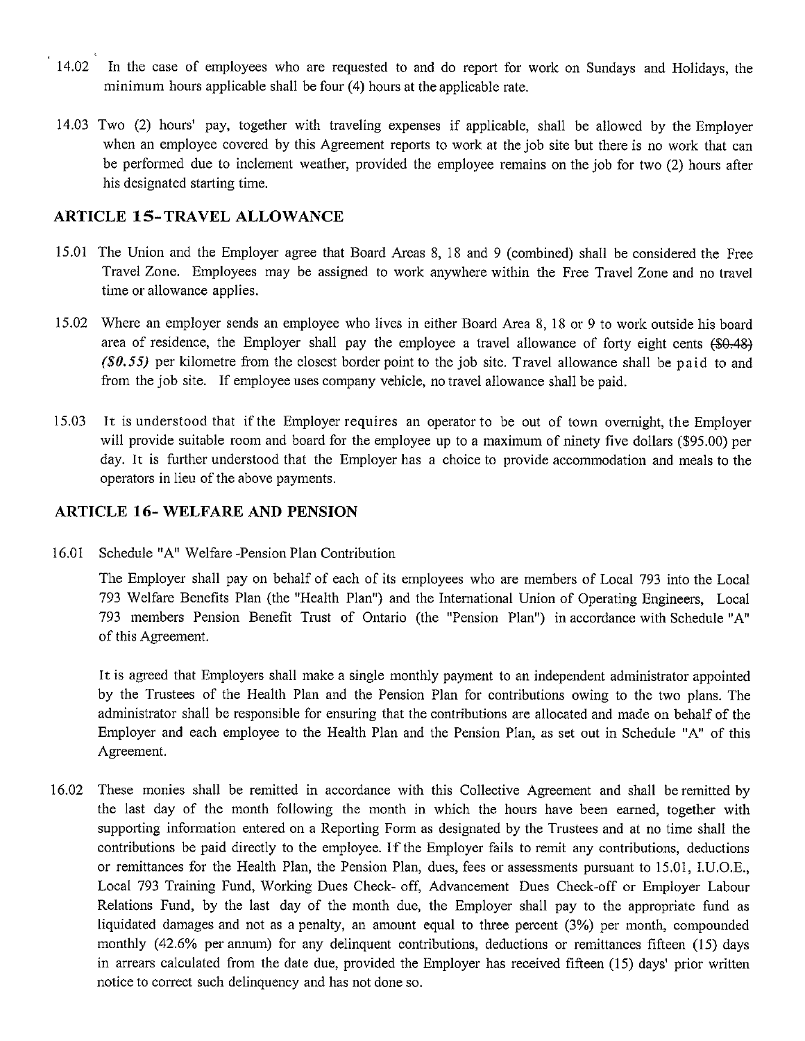14.02 In the case of employees who are requested to and do report for work on Sundays and Holidays, the minimum hours applicable shall be four (4) hours at the applicable rate.

14.03 Two (2) hours' pay, together with traveling expenses if applicable, shall be allowed by the Employer when an employee covered by this Agreement reports to work at the job site but there is no work that can be performed due to inclement weather, provided the employee remains on the job for two (2) hours after his designated starting time.

## ARTICLE 15- TRAVEL ALLOWANCE

15.01 The Union and the Employer agree that Board Areas 8, 18 and 9 (combined) shall be considered the Free Travel Zone. Employees may be assigned to work anywhere within the Free Travel Zone and no travel time or allowance applies.

15.02 Where an employer sends an employee who lives in either Board Area 8, 18 or 9 to work outside his board area of residence, the Employer shall pay the employee a travel allowance of forty eight cents ~~($0.48)~~ *($0.55)* per kilometre from the closest border point to the job site. Travel allowance shall be paid to and from the job site. If employee uses company vehicle, no travel allowance shall be paid.

15.03 It is understood that if the Employer requires an operator to be out of town overnight, the Employer will provide suitable room and board for the employee up to a maximum of ninety five dollars ($95.00) per day. It is further understood that the Employer has a choice to provide accommodation and meals to the operators in lieu of the above payments.

## ARTICLE 16- WELFARE AND PENSION

16.01 Schedule "A" Welfare -Pension Plan Contribution

The Employer shall pay on behalf of each of its employees who are members of Local 793 into the Local 793 Welfare Benefits Plan (the "Health Plan") and the International Union of Operating Engineers, Local 793 members Pension Benefit Trust of Ontario (the "Pension Plan") in accordance with Schedule "A" of this Agreement.

It is agreed that Employers shall make a single monthly payment to an independent administrator appointed by the Trustees of the Health Plan and the Pension Plan for contributions owing to the two plans. The administrator shall be responsible for ensuring that the contributions are allocated and made on behalf of the Employer and each employee to the Health Plan and the Pension Plan, as set out in Schedule "A" of this Agreement.

16.02 These monies shall be remitted in accordance with this Collective Agreement and shall be remitted by the last day of the month following the month in which the hours have been earned, together with supporting information entered on a Reporting Form as designated by the Trustees and at no time shall the contributions be paid directly to the employee. If the Employer fails to remit any contributions, deductions or remittances for the Health Plan, the Pension Plan, dues, fees or assessments pursuant to 15.01, I.U.O.E., Local 793 Training Fund, Working Dues Check- off, Advancement Dues Check-off or Employer Labour Relations Fund, by the last day of the month due, the Employer shall pay to the appropriate fund as liquidated damages and not as a penalty, an amount equal to three percent (3%) per month, compounded monthly (42.6% per annum) for any delinquent contributions, deductions or remittances fifteen (15) days in arrears calculated from the date due, provided the Employer has received fifteen (15) days' prior written notice to correct such delinquency and has not done so.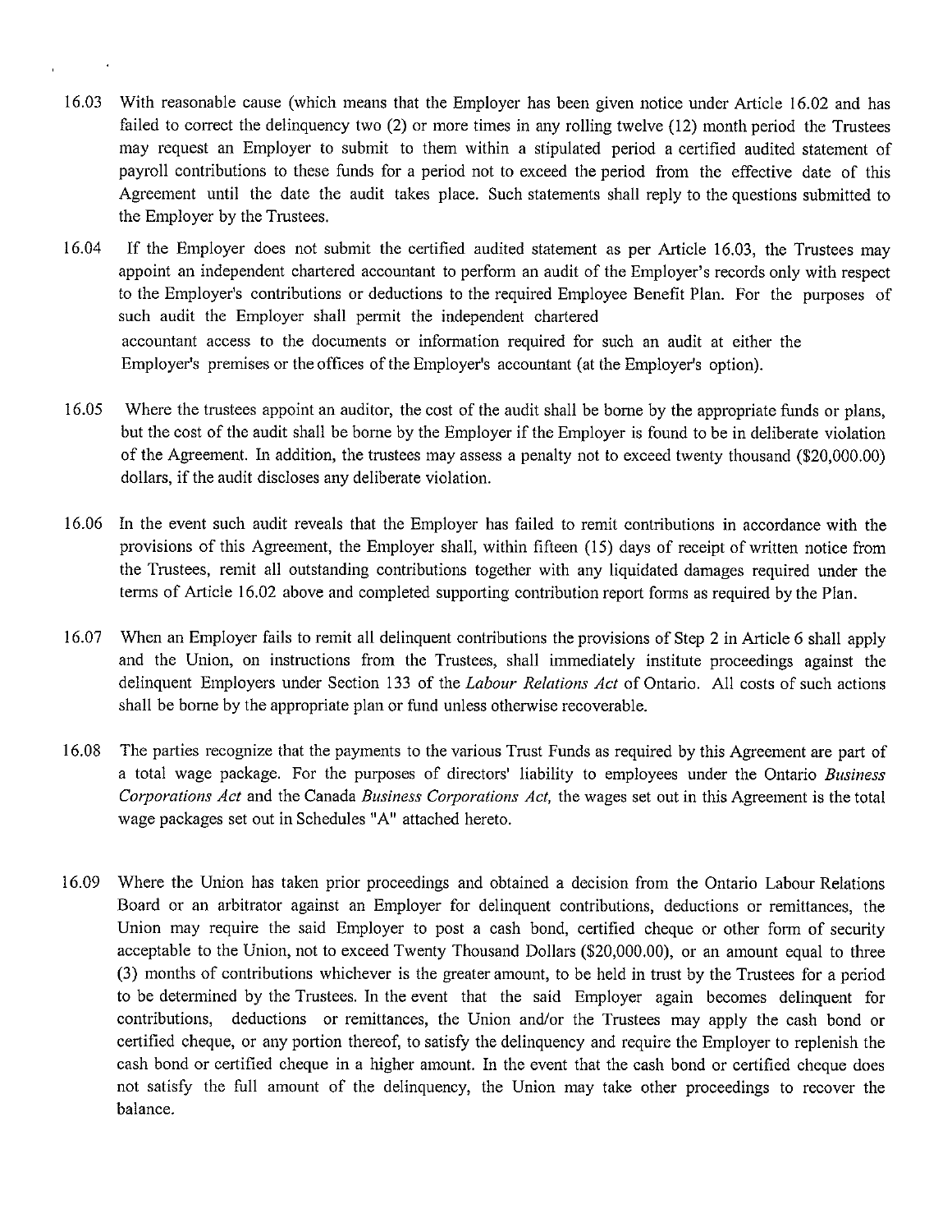16.03 With reasonable cause (which means that the Employer has been given notice under Article 16.02 and has failed to correct the delinquency two (2) or more times in any rolling twelve (12) month period the Trustees may request an Employer to submit to them within a stipulated period a certified audited statement of payroll contributions to these funds for a period not to exceed the period from the effective date of this Agreement until the date the audit takes place. Such statements shall reply to the questions submitted to the Employer by the Trustees.

16.04 If the Employer does not submit the certified audited statement as per Article 16.03, the Trustees may appoint an independent chartered accountant to perform an audit of the Employer's records only with respect to the Employer's contributions or deductions to the required Employee Benefit Plan. For the purposes of such audit the Employer shall permit the independent chartered accountant access to the documents or information required for such an audit at either the Employer's premises or the offices of the Employer's accountant (at the Employer's option).

16.05 Where the trustees appoint an auditor, the cost of the audit shall be borne by the appropriate funds or plans, but the cost of the audit shall be borne by the Employer if the Employer is found to be in deliberate violation of the Agreement. In addition, the trustees may assess a penalty not to exceed twenty thousand ($20,000.00) dollars, if the audit discloses any deliberate violation.

16.06 In the event such audit reveals that the Employer has failed to remit contributions in accordance with the provisions of this Agreement, the Employer shall, within fifteen (15) days of receipt of written notice from the Trustees, remit all outstanding contributions together with any liquidated damages required under the terms of Article 16.02 above and completed supporting contribution report forms as required by the Plan.

16.07 When an Employer fails to remit all delinquent contributions the provisions of Step 2 in Article 6 shall apply and the Union, on instructions from the Trustees, shall immediately institute proceedings against the delinquent Employers under Section 133 of the *Labour Relations Act* of Ontario. All costs of such actions shall be borne by the appropriate plan or fund unless otherwise recoverable.

16.08 The parties recognize that the payments to the various Trust Funds as required by this Agreement are part of a total wage package. For the purposes of directors' liability to employees under the Ontario *Business Corporations Act* and the Canada *Business Corporations Act,* the wages set out in this Agreement is the total wage packages set out in Schedules "A" attached hereto.

16.09 Where the Union has taken prior proceedings and obtained a decision from the Ontario Labour Relations Board or an arbitrator against an Employer for delinquent contributions, deductions or remittances, the Union may require the said Employer to post a cash bond, certified cheque or other form of security acceptable to the Union, not to exceed Twenty Thousand Dollars ($20,000.00), or an amount equal to three (3) months of contributions whichever is the greater amount, to be held in trust by the Trustees for a period to be determined by the Trustees. In the event that the said Employer again becomes delinquent for contributions, deductions or remittances, the Union and/or the Trustees may apply the cash bond or certified cheque, or any portion thereof, to satisfy the delinquency and require the Employer to replenish the cash bond or certified cheque in a higher amount. In the event that the cash bond or certified cheque does not satisfy the full amount of the delinquency, the Union may take other proceedings to recover the balance.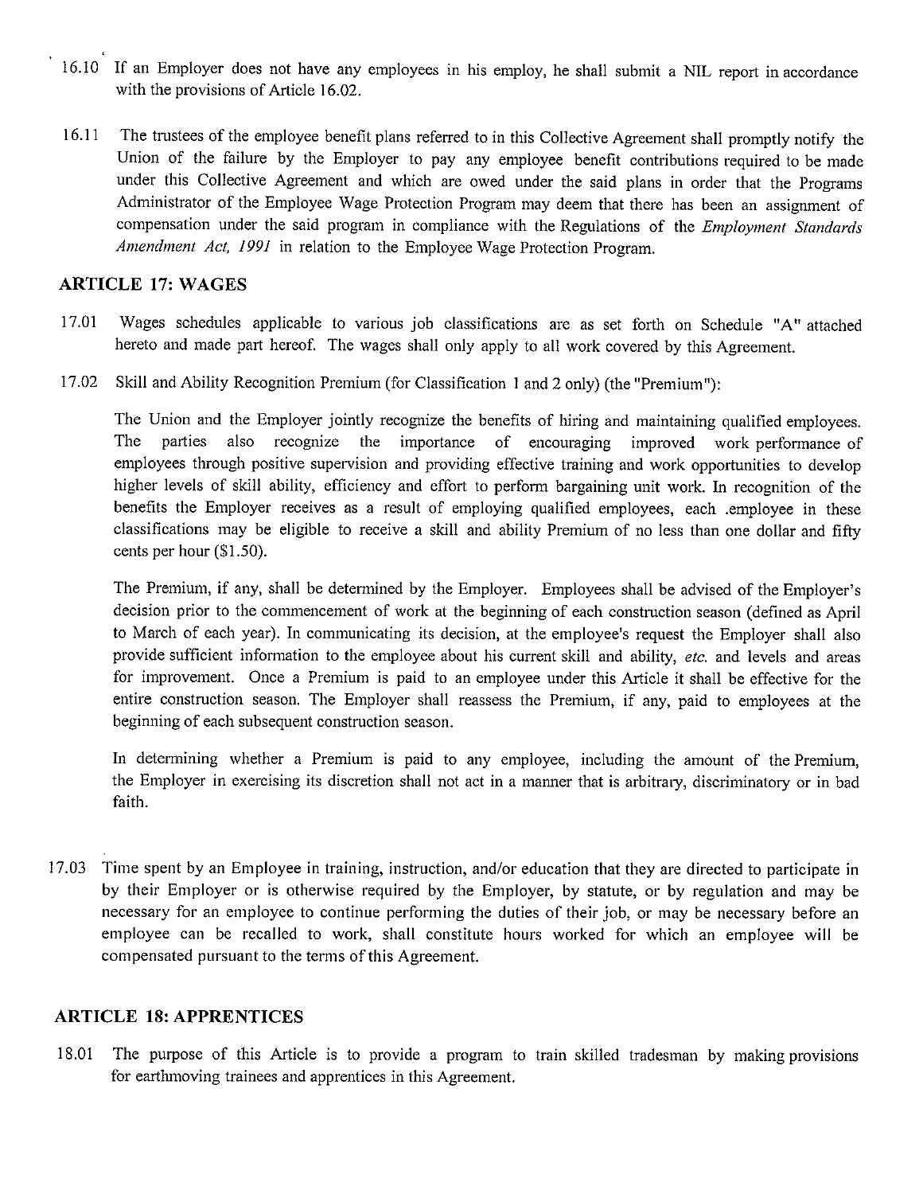16.10 If an Employer does not have any employees in his employ, he shall submit a NIL report in accordance with the provisions of Article 16.02.

16.11 The trustees of the employee benefit plans referred to in this Collective Agreement shall promptly notify the Union of the failure by the Employer to pay any employee benefit contributions required to be made under this Collective Agreement and which are owed under the said plans in order that the Programs Administrator of the Employee Wage Protection Program may deem that there has been an assignment of compensation under the said program in compliance with the Regulations of the *Employment Standards Amendment Act, 1991* in relation to the Employee Wage Protection Program.

## ARTICLE 17: WAGES

17.01 Wages schedules applicable to various job classifications are as set forth on Schedule "A" attached hereto and made part hereof. The wages shall only apply to all work covered by this Agreement.

17.02 Skill and Ability Recognition Premium (for Classification 1 and 2 only) (the "Premium"):

The Union and the Employer jointly recognize the benefits of hiring and maintaining qualified employees. The parties also recognize the importance of encouraging improved work performance of employees through positive supervision and providing effective training and work opportunities to develop higher levels of skill ability, efficiency and effort to perform bargaining unit work. In recognition of the benefits the Employer receives as a result of employing qualified employees, each .employee in these classifications may be eligible to receive a skill and ability Premium of no less than one dollar and fifty cents per hour ($1.50).

The Premium, if any, shall be determined by the Employer. Employees shall be advised of the Employer's decision prior to the commencement of work at the beginning of each construction season (defined as April to March of each year). In communicating its decision, at the employee's request the Employer shall also provide sufficient information to the employee about his current skill and ability, *etc.* and levels and areas for improvement. Once a Premium is paid to an employee under this Article it shall be effective for the entire construction season. The Employer shall reassess the Premium, if any, paid to employees at the beginning of each subsequent construction season.

In determining whether a Premium is paid to any employee, including the amount of the Premium, the Employer in exercising its discretion shall not act in a manner that is arbitrary, discriminatory or in bad faith.

17.03 Time spent by an Employee in training, instruction, and/or education that they are directed to participate in by their Employer or is otherwise required by the Employer, by statute, or by regulation and may be necessary for an employee to continue performing the duties of their job, or may be necessary before an employee can be recalled to work, shall constitute hours worked for which an employee will be compensated pursuant to the terms of this Agreement.

## ARTICLE 18: APPRENTICES

18.01 The purpose of this Article is to provide a program to train skilled tradesman by making provisions for earthmoving trainees and apprentices in this Agreement.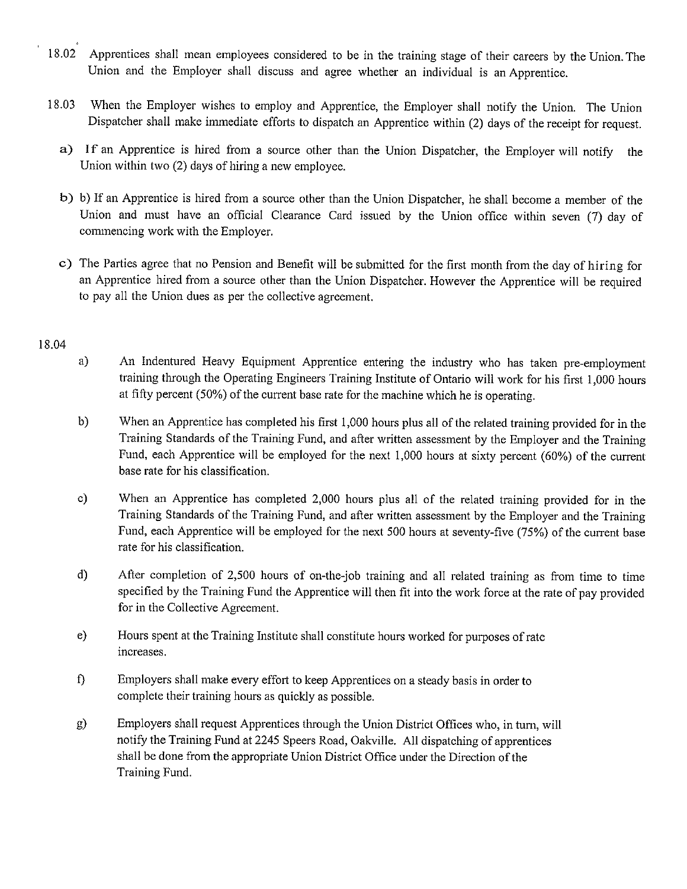18.02 Apprentices shall mean employees considered to be in the training stage of their careers by the Union. The Union and the Employer shall discuss and agree whether an individual is an Apprentice.

18.03 When the Employer wishes to employ and Apprentice, the Employer shall notify the Union. The Union Dispatcher shall make immediate efforts to dispatch an Apprentice within (2) days of the receipt for request.

a) If an Apprentice is hired from a source other than the Union Dispatcher, the Employer will notify the Union within two (2) days of hiring a new employee.

b) b) If an Apprentice is hired from a source other than the Union Dispatcher, he shall become a member of the Union and must have an official Clearance Card issued by the Union office within seven (7) day of commencing work with the Employer.

c) The Parties agree that no Pension and Benefit will be submitted for the first month from the day of hiring for an Apprentice hired from a source other than the Union Dispatcher. However the Apprentice will be required to pay all the Union dues as per the collective agreement.

18.04

a) An Indentured Heavy Equipment Apprentice entering the industry who has taken pre-employment training through the Operating Engineers Training Institute of Ontario will work for his first 1,000 hours at fifty percent (50%) of the current base rate for the machine which he is operating.

b) When an Apprentice has completed his first 1,000 hours plus all of the related training provided for in the Training Standards of the Training Fund, and after written assessment by the Employer and the Training Fund, each Apprentice will be employed for the next 1,000 hours at sixty percent (60%) of the current base rate for his classification.

c) When an Apprentice has completed 2,000 hours plus all of the related training provided for in the Training Standards of the Training Fund, and after written assessment by the Employer and the Training Fund, each Apprentice will be employed for the next 500 hours at seventy-five (75%) of the current base rate for his classification.

d) After completion of 2,500 hours of on-the-job training and all related training as from time to time specified by the Training Fund the Apprentice will then fit into the work force at the rate of pay provided for in the Collective Agreement.

e) Hours spent at the Training Institute shall constitute hours worked for purposes of rate increases.

f) Employers shall make every effort to keep Apprentices on a steady basis in order to complete their training hours as quickly as possible.

g) Employers shall request Apprentices through the Union District Offices who, in turn, will notify the Training Fund at 2245 Speers Road, Oakville. All dispatching of apprentices shall be done from the appropriate Union District Office under the Direction of the Training Fund.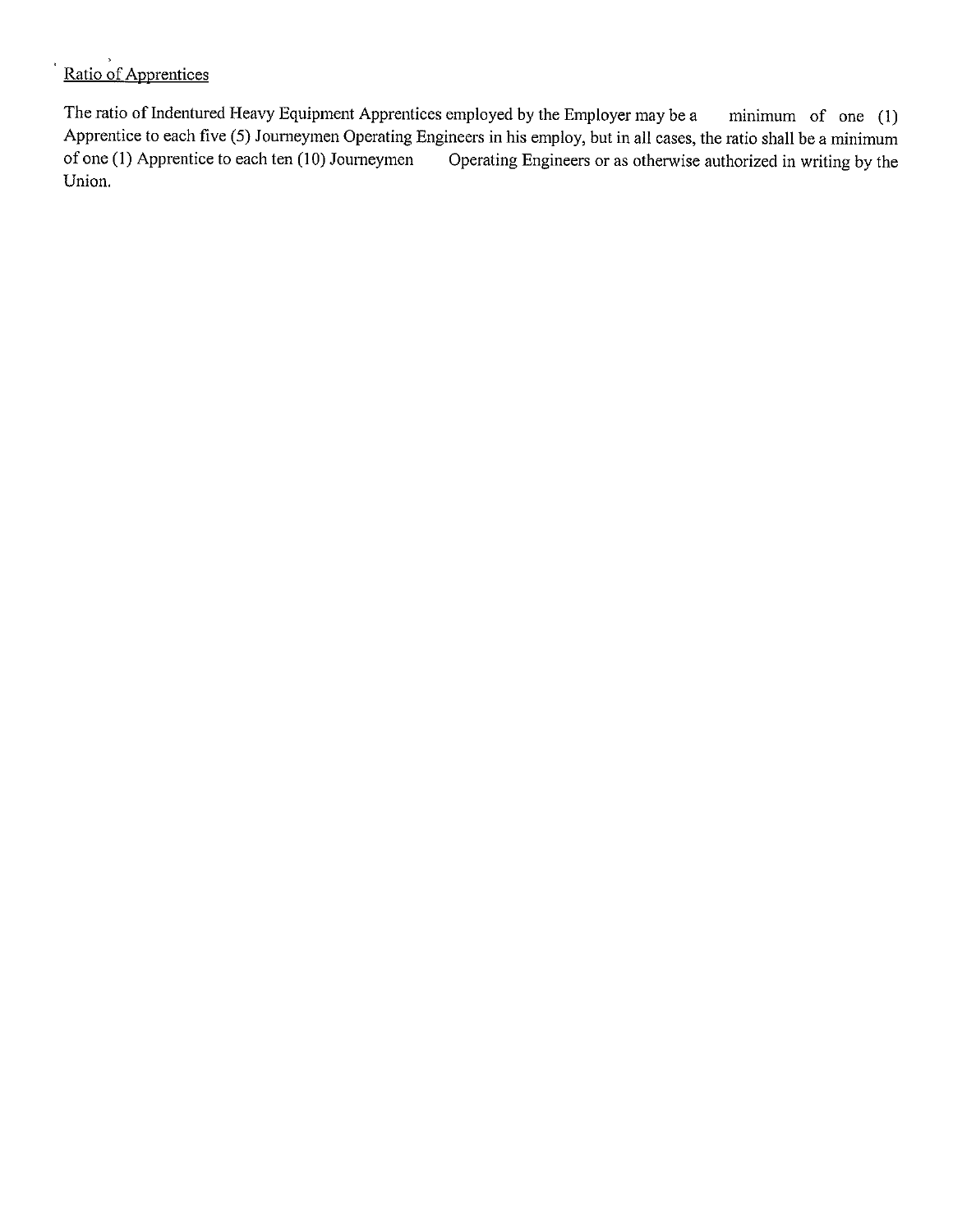Ratio of Apprentices

The ratio of Indentured Heavy Equipment Apprentices employed by the Employer may be a minimum of one (1) Apprentice to each five (5) Journeymen Operating Engineers in his employ, but in all cases, the ratio shall be a minimum of one (1) Apprentice to each ten (10) Journeymen Operating Engineers or as otherwise authorized in writing by the Union.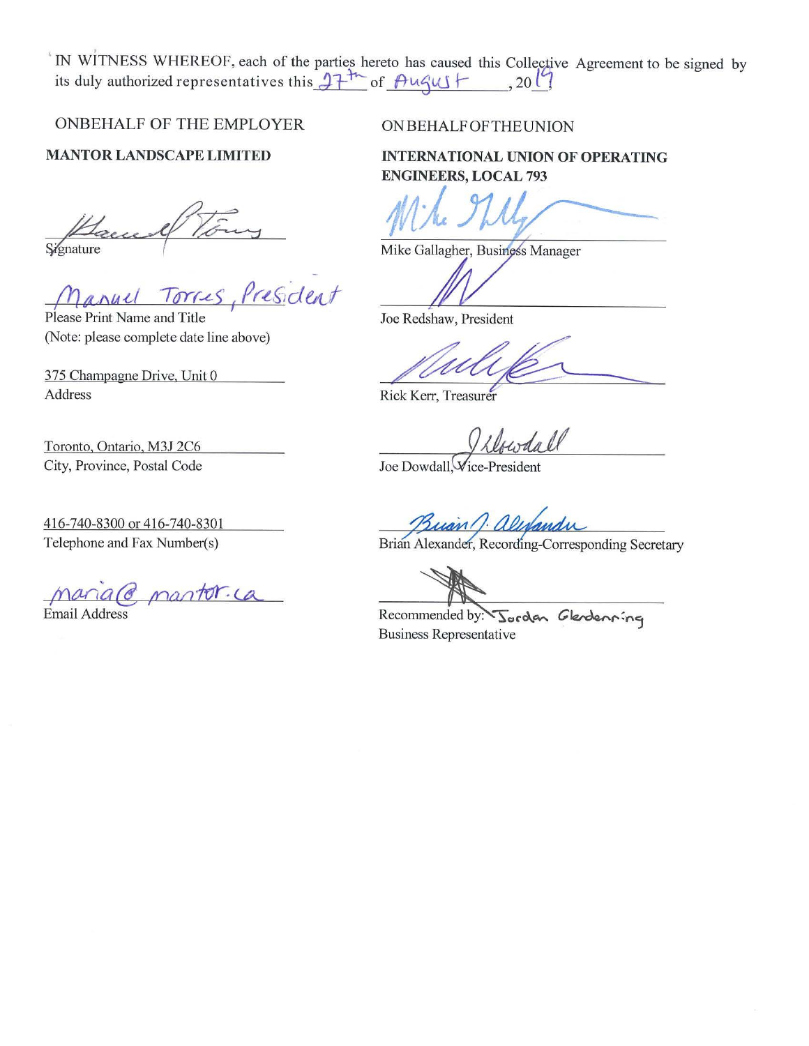IN WITNESS WHEREOF, each of the parties hereto has caused this Collective Agreement to be signed by its duly authorized representatives this 27th of August, 2019

| ONBEHALF OF THE EMPLOYER | ON BEHALF OF THE UNION |
|---|---|
| **MANTOR LANDSCAPE LIMITED** | **INTERNATIONAL UNION OF OPERATING ENGINEERS, LOCAL 793** |
| Signature | Mike Gallagher, Business Manager |
| Manuel Torres, President<br>Please Print Name and Title<br>(Note: please complete date line above) | Joe Redshaw, President |
| 375 Champagne Drive, Unit 0<br>Address | Rick Kerr, Treasurer |
| Toronto, Ontario, M3J 2C6<br>City, Province, Postal Code | Joe Dowdall, Vice-President |
| 416-740-8300 or 416-740-8301<br>Telephone and Fax Number(s) | Brian Alexander, Recording-Corresponding Secretary |
| maria@mantor.ca<br>Email Address | Recommended by: Jordan Glendenning<br>Business Representative |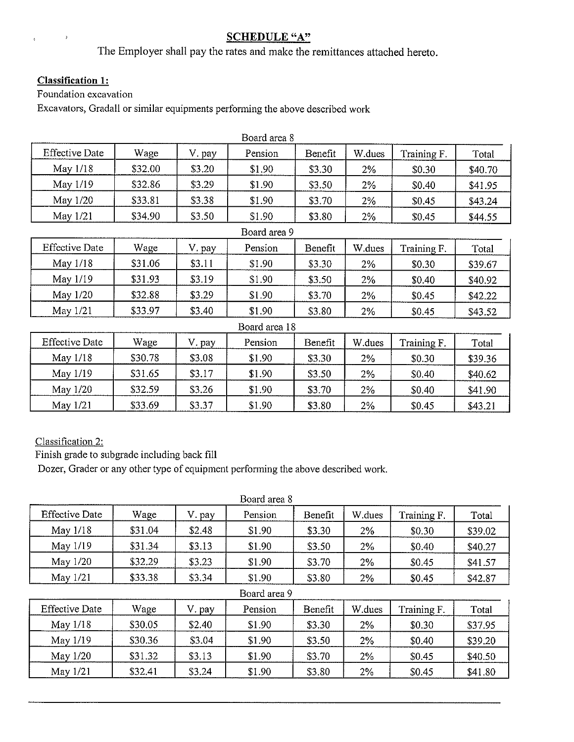## SCHEDULE "A"

The Employer shall pay the rates and make the remittances attached hereto.

**Classification 1:**

Foundation excavation

Excavators, Gradall or similar equipments performing the above described work

Board area 8

| Effective Date | Wage | V. pay | Pension | Benefit | W.dues | Training F. | Total |
|---|---|---|---|---|---|---|---|
| May 1/18 | $32.00 | $3.20 | $1.90 | $3.30 | 2% | $0.30 | $40.70 |
| May 1/19 | $32.86 | $3.29 | $1.90 | $3.50 | 2% | $0.40 | $41.95 |
| May 1/20 | $33.81 | $3.38 | $1.90 | $3.70 | 2% | $0.45 | $43.24 |
| May 1/21 | $34.90 | $3.50 | $1.90 | $3.80 | 2% | $0.45 | $44.55 |

Board area 9

| Effective Date | Wage | V. pay | Pension | Benefit | W.dues | Training F. | Total |
|---|---|---|---|---|---|---|---|
| May 1/18 | $31.06 | $3.11 | $1.90 | $3.30 | 2% | $0.30 | $39.67 |
| May 1/19 | $31.93 | $3.19 | $1.90 | $3.50 | 2% | $0.40 | $40.92 |
| May 1/20 | $32.88 | $3.29 | $1.90 | $3.70 | 2% | $0.45 | $42.22 |
| May 1/21 | $33.97 | $3.40 | $1.90 | $3.80 | 2% | $0.45 | $43.52 |

Board area 18

| Effective Date | Wage | V. pay | Pension | Benefit | W.dues | Training F. | Total |
|---|---|---|---|---|---|---|---|
| May 1/18 | $30.78 | $3.08 | $1.90 | $3.30 | 2% | $0.30 | $39.36 |
| May 1/19 | $31.65 | $3.17 | $1.90 | $3.50 | 2% | $0.40 | $40.62 |
| May 1/20 | $32.59 | $3.26 | $1.90 | $3.70 | 2% | $0.40 | $41.90 |
| May 1/21 | $33.69 | $3.37 | $1.90 | $3.80 | 2% | $0.45 | $43.21 |

Classification 2:

Finish grade to subgrade including back fill

Dozer, Grader or any other type of equipment performing the above described work.

Board area 8

| Effective Date | Wage | V. pay | Pension | Benefit | W.dues | Training F. | Total |
|---|---|---|---|---|---|---|---|
| May 1/18 | $31.04 | $2.48 | $1.90 | $3.30 | 2% | $0.30 | $39.02 |
| May 1/19 | $31.34 | $3.13 | $1.90 | $3.50 | 2% | $0.40 | $40.27 |
| May 1/20 | $32.29 | $3.23 | $1.90 | $3.70 | 2% | $0.45 | $41.57 |
| May 1/21 | $33.38 | $3.34 | $1.90 | $3.80 | 2% | $0.45 | $42.87 |

Board area 9

| Effective Date | Wage | V. pay | Pension | Benefit | W.dues | Training F. | Total |
|---|---|---|---|---|---|---|---|
| May 1/18 | $30.05 | $2.40 | $1.90 | $3.30 | 2% | $0.30 | $37.95 |
| May 1/19 | $30.36 | $3.04 | $1.90 | $3.50 | 2% | $0.40 | $39.20 |
| May 1/20 | $31.32 | $3.13 | $1.90 | $3.70 | 2% | $0.45 | $40.50 |
| May 1/21 | $32.41 | $3.24 | $1.90 | $3.80 | 2% | $0.45 | $41.80 |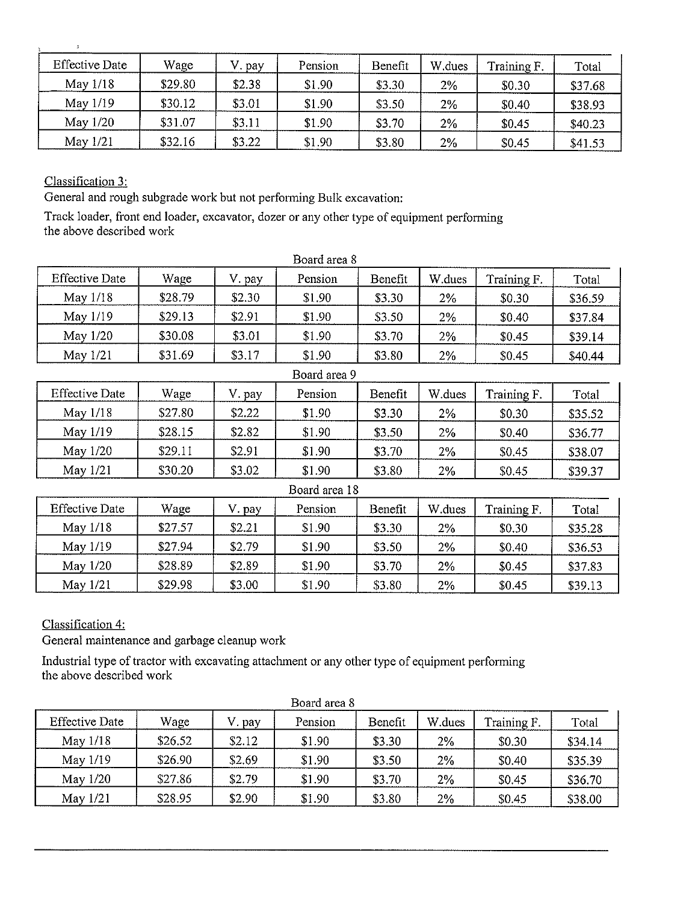| Effective Date | Wage | V. pay | Pension | Benefit | W.dues | Training F. | Total |
|---|---|---|---|---|---|---|---|
| May 1/18 | $29.80 | $2.38 | $1.90 | $3.30 | 2% | $0.30 | $37.68 |
| May 1/19 | $30.12 | $3.01 | $1.90 | $3.50 | 2% | $0.40 | $38.93 |
| May 1/20 | $31.07 | $3.11 | $1.90 | $3.70 | 2% | $0.45 | $40.23 |
| May 1/21 | $32.16 | $3.22 | $1.90 | $3.80 | 2% | $0.45 | $41.53 |

Classification 3:

General and rough subgrade work but not performing Bulk excavation:

Track loader, front end loader, excavator, dozer or any other type of equipment performing the above described work

Board area 8

| Effective Date | Wage | V. pay | Pension | Benefit | W.dues | Training F. | Total |
|---|---|---|---|---|---|---|---|
| May 1/18 | $28.79 | $2.30 | $1.90 | $3.30 | 2% | $0.30 | $36.59 |
| May 1/19 | $29.13 | $2.91 | $1.90 | $3.50 | 2% | $0.40 | $37.84 |
| May 1/20 | $30.08 | $3.01 | $1.90 | $3.70 | 2% | $0.45 | $39.14 |
| May 1/21 | $31.69 | $3.17 | $1.90 | $3.80 | 2% | $0.45 | $40.44 |

Board area 9

| Effective Date | Wage | V. pay | Pension | Benefit | W.dues | Training F. | Total |
|---|---|---|---|---|---|---|---|
| May 1/18 | $27.80 | $2.22 | $1.90 | $3.30 | 2% | $0.30 | $35.52 |
| May 1/19 | $28.15 | $2.82 | $1.90 | $3.50 | 2% | $0.40 | $36.77 |
| May 1/20 | $29.11 | $2.91 | $1.90 | $3.70 | 2% | $0.45 | $38.07 |
| May 1/21 | $30.20 | $3.02 | $1.90 | $3.80 | 2% | $0.45 | $39.37 |

Board area 18

| Effective Date | Wage | V. pay | Pension | Benefit | W.dues | Training F. | Total |
|---|---|---|---|---|---|---|---|
| May 1/18 | $27.57 | $2.21 | $1.90 | $3.30 | 2% | $0.30 | $35.28 |
| May 1/19 | $27.94 | $2.79 | $1.90 | $3.50 | 2% | $0.40 | $36.53 |
| May 1/20 | $28.89 | $2.89 | $1.90 | $3.70 | 2% | $0.45 | $37.83 |
| May 1/21 | $29.98 | $3.00 | $1.90 | $3.80 | 2% | $0.45 | $39.13 |

Classification 4:

General maintenance and garbage cleanup work

Industrial type of tractor with excavating attachment or any other type of equipment performing the above described work

Board area 8

| Effective Date | Wage | V. pay | Pension | Benefit | W.dues | Training F. | Total |
|---|---|---|---|---|---|---|---|
| May 1/18 | $26.52 | $2.12 | $1.90 | $3.30 | 2% | $0.30 | $34.14 |
| May 1/19 | $26.90 | $2.69 | $1.90 | $3.50 | 2% | $0.40 | $35.39 |
| May 1/20 | $27.86 | $2.79 | $1.90 | $3.70 | 2% | $0.45 | $36.70 |
| May 1/21 | $28.95 | $2.90 | $1.90 | $3.80 | 2% | $0.45 | $38.00 |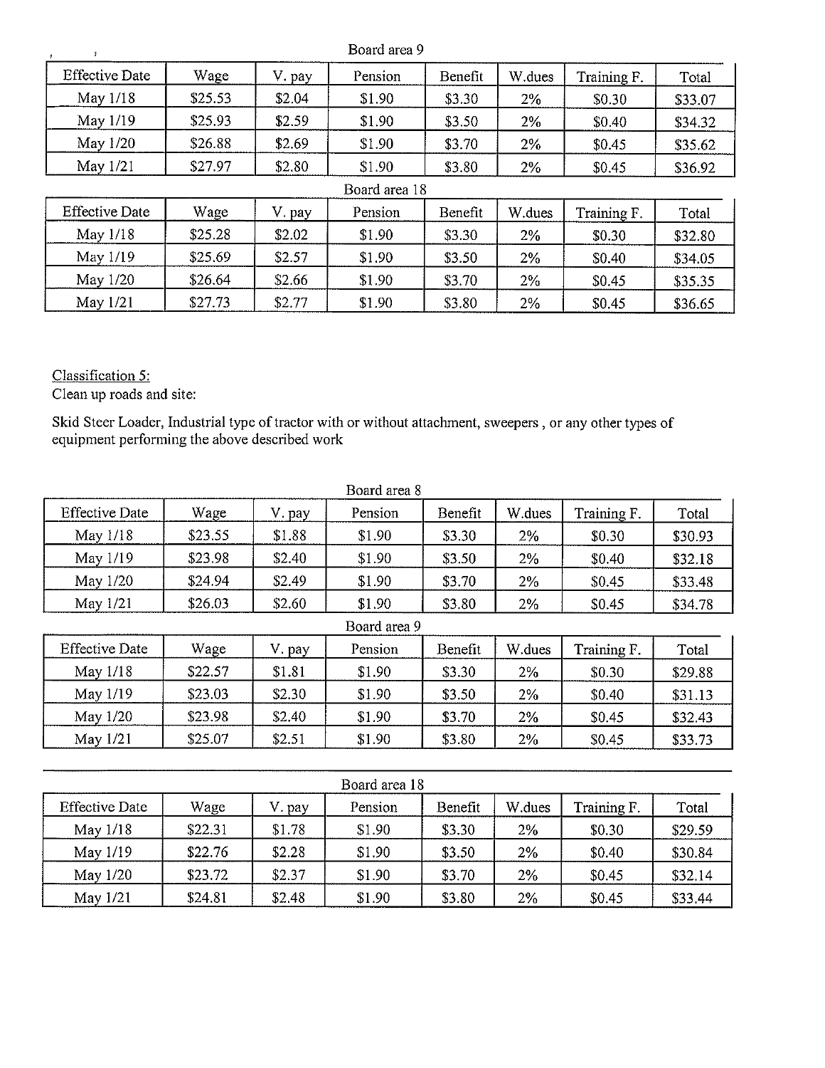Board area 9

| Effective Date | Wage | V. pay | Pension | Benefit | W.dues | Training F. | Total |
|---|---|---|---|---|---|---|---|
| May 1/18 | $25.53 | $2.04 | $1.90 | $3.30 | 2% | $0.30 | $33.07 |
| May 1/19 | $25.93 | $2.59 | $1.90 | $3.50 | 2% | $0.40 | $34.32 |
| May 1/20 | $26.88 | $2.69 | $1.90 | $3.70 | 2% | $0.45 | $35.62 |
| May 1/21 | $27.97 | $2.80 | $1.90 | $3.80 | 2% | $0.45 | $36.92 |

Board area 18

| Effective Date | Wage | V. pay | Pension | Benefit | W.dues | Training F. | Total |
|---|---|---|---|---|---|---|---|
| May 1/18 | $25.28 | $2.02 | $1.90 | $3.30 | 2% | $0.30 | $32.80 |
| May 1/19 | $25.69 | $2.57 | $1.90 | $3.50 | 2% | $0.40 | $34.05 |
| May 1/20 | $26.64 | $2.66 | $1.90 | $3.70 | 2% | $0.45 | $35.35 |
| May 1/21 | $27.73 | $2.77 | $1.90 | $3.80 | 2% | $0.45 | $36.65 |

Classification 5:
Clean up roads and site:

Skid Steer Loader, Industrial type of tractor with or without attachment, sweepers , or any other types of equipment performing the above described work

Board area 8

| Effective Date | Wage | V. pay | Pension | Benefit | W.dues | Training F. | Total |
|---|---|---|---|---|---|---|---|
| May 1/18 | $23.55 | $1.88 | $1.90 | $3.30 | 2% | $0.30 | $30.93 |
| May 1/19 | $23.98 | $2.40 | $1.90 | $3.50 | 2% | $0.40 | $32.18 |
| May 1/20 | $24.94 | $2.49 | $1.90 | $3.70 | 2% | $0.45 | $33.48 |
| May 1/21 | $26.03 | $2.60 | $1.90 | $3.80 | 2% | $0.45 | $34.78 |

Board area 9

| Effective Date | Wage | V. pay | Pension | Benefit | W.dues | Training F. | Total |
|---|---|---|---|---|---|---|---|
| May 1/18 | $22.57 | $1.81 | $1.90 | $3.30 | 2% | $0.30 | $29.88 |
| May 1/19 | $23.03 | $2.30 | $1.90 | $3.50 | 2% | $0.40 | $31.13 |
| May 1/20 | $23.98 | $2.40 | $1.90 | $3.70 | 2% | $0.45 | $32.43 |
| May 1/21 | $25.07 | $2.51 | $1.90 | $3.80 | 2% | $0.45 | $33.73 |

Board area 18

| Effective Date | Wage | V. pay | Pension | Benefit | W.dues | Training F. | Total |
|---|---|---|---|---|---|---|---|
| May 1/18 | $22.31 | $1.78 | $1.90 | $3.30 | 2% | $0.30 | $29.59 |
| May 1/19 | $22.76 | $2.28 | $1.90 | $3.50 | 2% | $0.40 | $30.84 |
| May 1/20 | $23.72 | $2.37 | $1.90 | $3.70 | 2% | $0.45 | $32.14 |
| May 1/21 | $24.81 | $2.48 | $1.90 | $3.80 | 2% | $0.45 | $33.44 |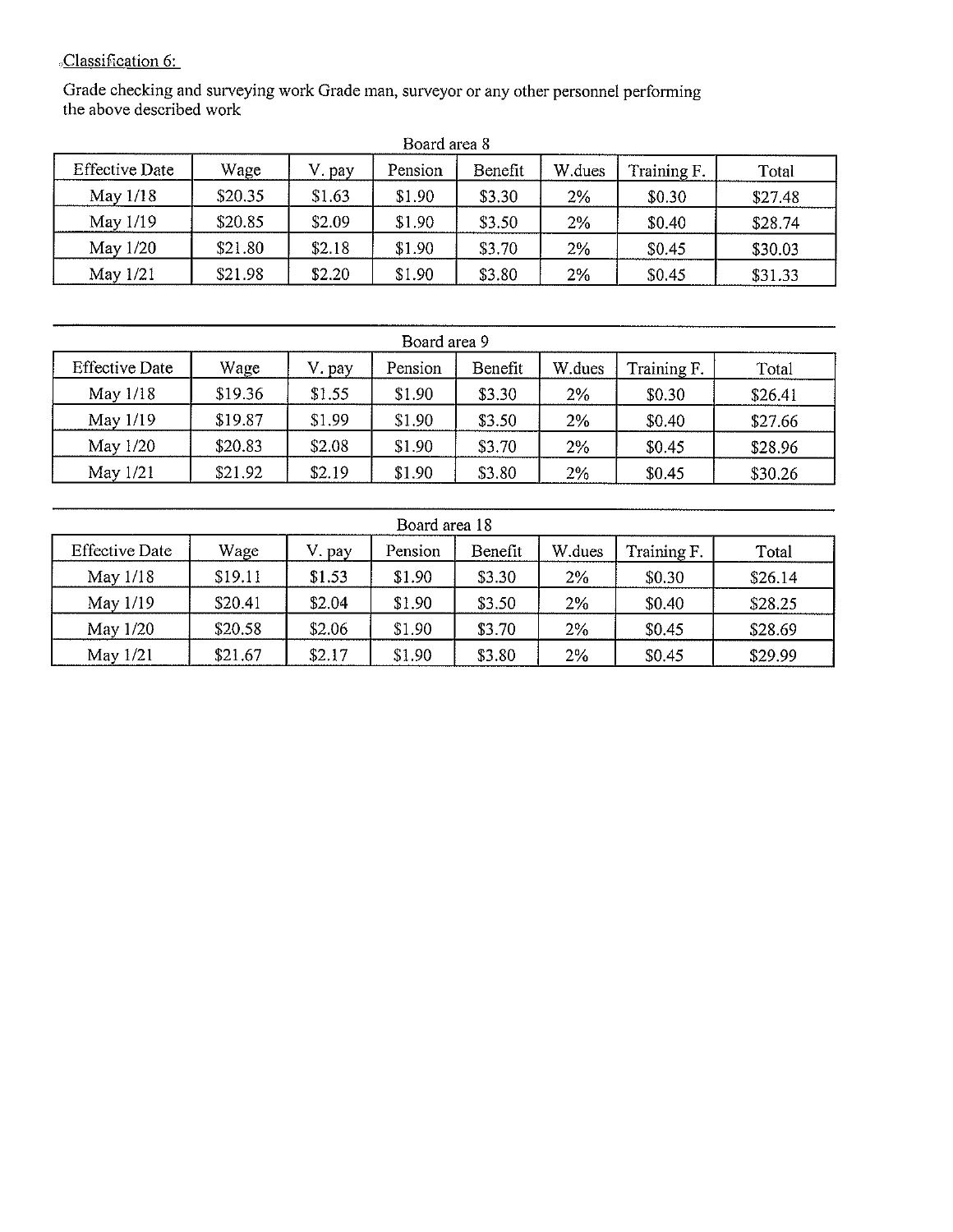Classification 6:

Grade checking and surveying work Grade man, surveyor or any other personnel performing the above described work

Board area 8

| Effective Date | Wage | V. pay | Pension | Benefit | W.dues | Training F. | Total |
|---|---|---|---|---|---|---|---|
| May 1/18 | $20.35 | $1.63 | $1.90 | $3.30 | 2% | $0.30 | $27.48 |
| May 1/19 | $20.85 | $2.09 | $1.90 | $3.50 | 2% | $0.40 | $28.74 |
| May 1/20 | $21.80 | $2.18 | $1.90 | $3.70 | 2% | $0.45 | $30.03 |
| May 1/21 | $21.98 | $2.20 | $1.90 | $3.80 | 2% | $0.45 | $31.33 |

Board area 9

| Effective Date | Wage | V. pay | Pension | Benefit | W.dues | Training F. | Total |
|---|---|---|---|---|---|---|---|
| May 1/18 | $19.36 | $1.55 | $1.90 | $3.30 | 2% | $0.30 | $26.41 |
| May 1/19 | $19.87 | $1.99 | $1.90 | $3.50 | 2% | $0.40 | $27.66 |
| May 1/20 | $20.83 | $2.08 | $1.90 | $3.70 | 2% | $0.45 | $28.96 |
| May 1/21 | $21.92 | $2.19 | $1.90 | $3.80 | 2% | $0.45 | $30.26 |

Board area 18

| Effective Date | Wage | V. pay | Pension | Benefit | W.dues | Training F. | Total |
|---|---|---|---|---|---|---|---|
| May 1/18 | $19.11 | $1.53 | $1.90 | $3.30 | 2% | $0.30 | $26.14 |
| May 1/19 | $20.41 | $2.04 | $1.90 | $3.50 | 2% | $0.40 | $28.25 |
| May 1/20 | $20.58 | $2.06 | $1.90 | $3.70 | 2% | $0.45 | $28.69 |
| May 1/21 | $21.67 | $2.17 | $1.90 | $3.80 | 2% | $0.45 | $29.99 |